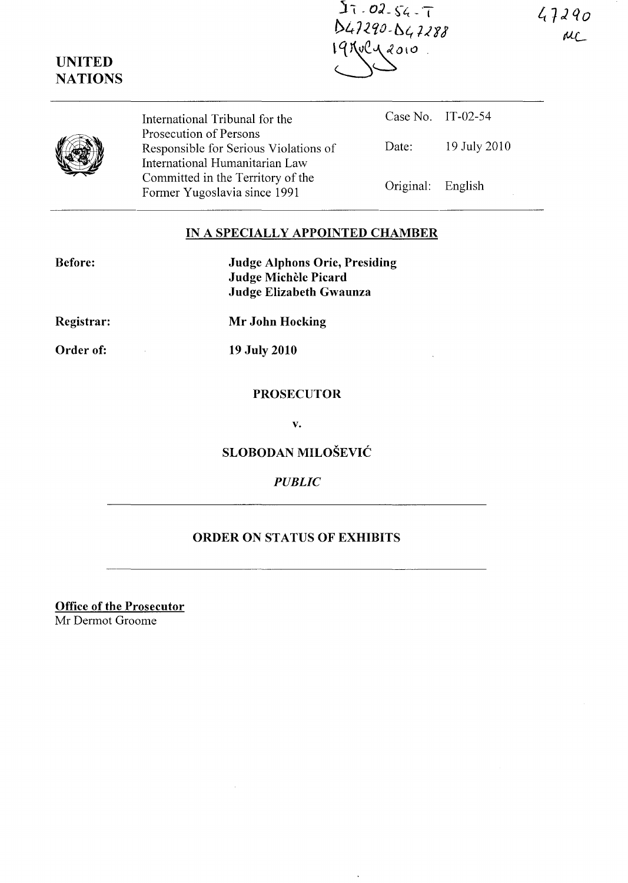IT-02-54-T
D47290-D47288
19 JULY 2010

47290
MC

**UNITED NATIONS**

| International Tribunal for the Prosecution of Persons Responsible for Serious Violations of International Humanitarian Law Committed in the Territory of the Former Yugoslavia since 1991 | Case No. | IT-02-54 |
|---|---|---|
| | Date: | 19 July 2010 |
| | Original: | English |

## IN A SPECIALLY APPOINTED CHAMBER

**Before:** **Judge Alphons Orie, Presiding**
**Judge Michèle Picard**
**Judge Elizabeth Gwaunza**

**Registrar:** **Mr John Hocking**

**Order of:** **19 July 2010**

**PROSECUTOR**

**v.**

**SLOBODAN MILOŠEVIĆ**

*PUBLIC*

## ORDER ON STATUS OF EXHIBITS

**Office of the Prosecutor**
Mr Dermot Groome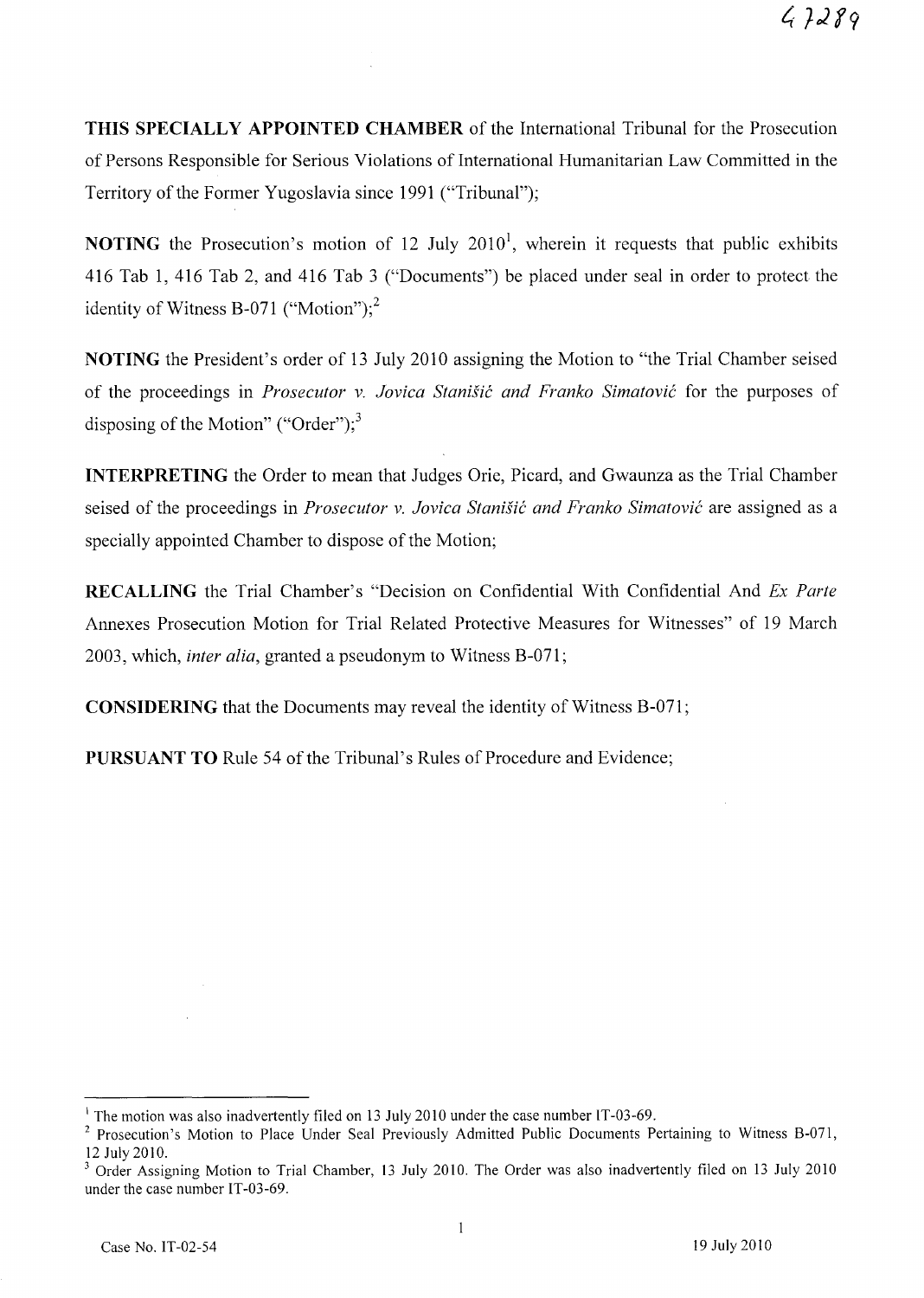**THIS SPECIALLY APPOINTED CHAMBER** of the International Tribunal for the Prosecution of Persons Responsible for Serious Violations of International Humanitarian Law Committed in the Territory of the Former Yugoslavia since 1991 ("Tribunal");

**NOTING** the Prosecution's motion of 12 July 2010[1], wherein it requests that public exhibits 416 Tab 1, 416 Tab 2, and 416 Tab 3 ("Documents") be placed under seal in order to protect the identity of Witness B-071 ("Motion");[2]

**NOTING** the President's order of 13 July 2010 assigning the Motion to "the Trial Chamber seised of the proceedings in *Prosecutor v. Jovica Stanišić and Franko Simatović* for the purposes of disposing of the Motion" ("Order");[3]

**INTERPRETING** the Order to mean that Judges Orie, Picard, and Gwaunza as the Trial Chamber seised of the proceedings in *Prosecutor v. Jovica Stanišić and Franko Simatović* are assigned as a specially appointed Chamber to dispose of the Motion;

**RECALLING** the Trial Chamber's "Decision on Confidential With Confidential And *Ex Parte* Annexes Prosecution Motion for Trial Related Protective Measures for Witnesses" of 19 March 2003, which, *inter alia*, granted a pseudonym to Witness B-071;

**CONSIDERING** that the Documents may reveal the identity of Witness B-071;

**PURSUANT TO** Rule 54 of the Tribunal's Rules of Procedure and Evidence;

---

[1] The motion was also inadvertently filed on 13 July 2010 under the case number IT-03-69.

[2] Prosecution's Motion to Place Under Seal Previously Admitted Public Documents Pertaining to Witness B-071, 12 July 2010.

[3] Order Assigning Motion to Trial Chamber, 13 July 2010. The Order was also inadvertently filed on 13 July 2010 under the case number IT-03-69.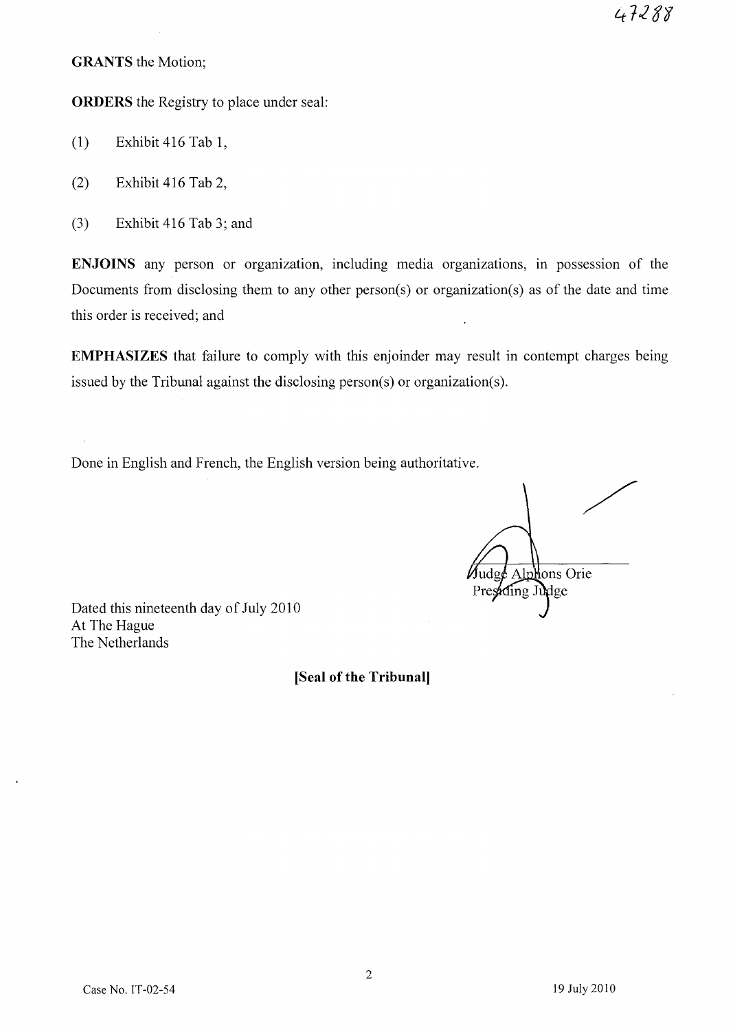**GRANTS** the Motion;

**ORDERS** the Registry to place under seal:

(1) Exhibit 416 Tab 1,

(2) Exhibit 416 Tab 2,

(3) Exhibit 416 Tab 3; and

**ENJOINS** any person or organization, including media organizations, in possession of the Documents from disclosing them to any other person(s) or organization(s) as of the date and time this order is received; and

**EMPHASIZES** that failure to comply with this enjoinder may result in contempt charges being issued by the Tribunal against the disclosing person(s) or organization(s).

Done in English and French, the English version being authoritative.

Judge Alphons Orie
Presiding Judge

Dated this nineteenth day of July 2010
At The Hague
The Netherlands

**[Seal of the Tribunal]**